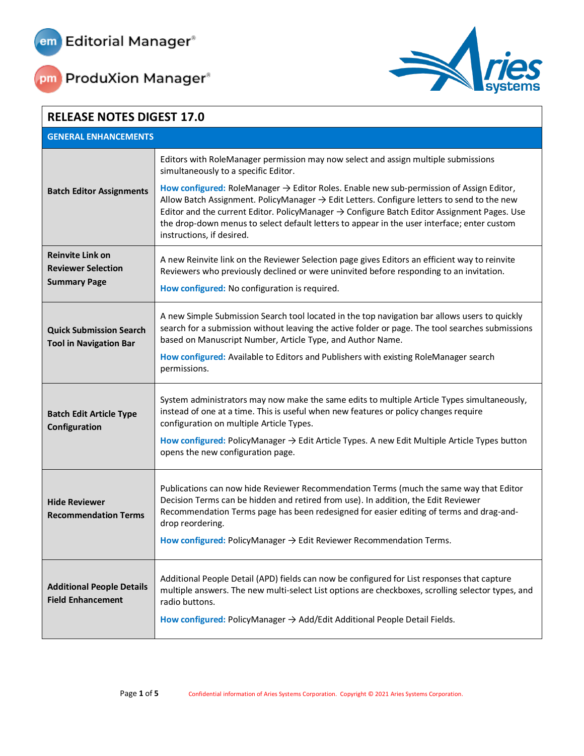# RELEASE NOTES DIGEST 17.0

## GENERAL ENHANCEMENTS

| Feature | Description |
| --- | --- |
| **Batch Editor Assignments** | Editors with RoleManager permission may now select and assign multiple submissions simultaneously to a specific Editor.<br><br>**How configured:** RoleManager → Editor Roles. Enable new sub-permission of Assign Editor, Allow Batch Assignment. PolicyManager → Edit Letters. Configure letters to send to the new Editor and the current Editor. PolicyManager → Configure Batch Editor Assignment Pages. Use the drop-down menus to select default letters to appear in the user interface; enter custom instructions, if desired. |
| **Reinvite Link on Reviewer Selection Summary Page** | A new Reinvite link on the Reviewer Selection page gives Editors an efficient way to reinvite Reviewers who previously declined or were uninvited before responding to an invitation.<br><br>**How configured:** No configuration is required. |
| **Quick Submission Search Tool in Navigation Bar** | A new Simple Submission Search tool located in the top navigation bar allows users to quickly search for a submission without leaving the active folder or page. The tool searches submissions based on Manuscript Number, Article Type, and Author Name.<br><br>**How configured:** Available to Editors and Publishers with existing RoleManager search permissions. |
| **Batch Edit Article Type Configuration** | System administrators may now make the same edits to multiple Article Types simultaneously, instead of one at a time. This is useful when new features or policy changes require configuration on multiple Article Types.<br><br>**How configured:** PolicyManager → Edit Article Types. A new Edit Multiple Article Types button opens the new configuration page. |
| **Hide Reviewer Recommendation Terms** | Publications can now hide Reviewer Recommendation Terms (much the same way that Editor Decision Terms can be hidden and retired from use). In addition, the Edit Reviewer Recommendation Terms page has been redesigned for easier editing of terms and drag-and-drop reordering.<br><br>**How configured:** PolicyManager → Edit Reviewer Recommendation Terms. |
| **Additional People Details Field Enhancement** | Additional People Detail (APD) fields can now be configured for List responses that capture multiple answers. The new multi-select List options are checkboxes, scrolling selector types, and radio buttons.<br><br>**How configured:** PolicyManager → Add/Edit Additional People Detail Fields. |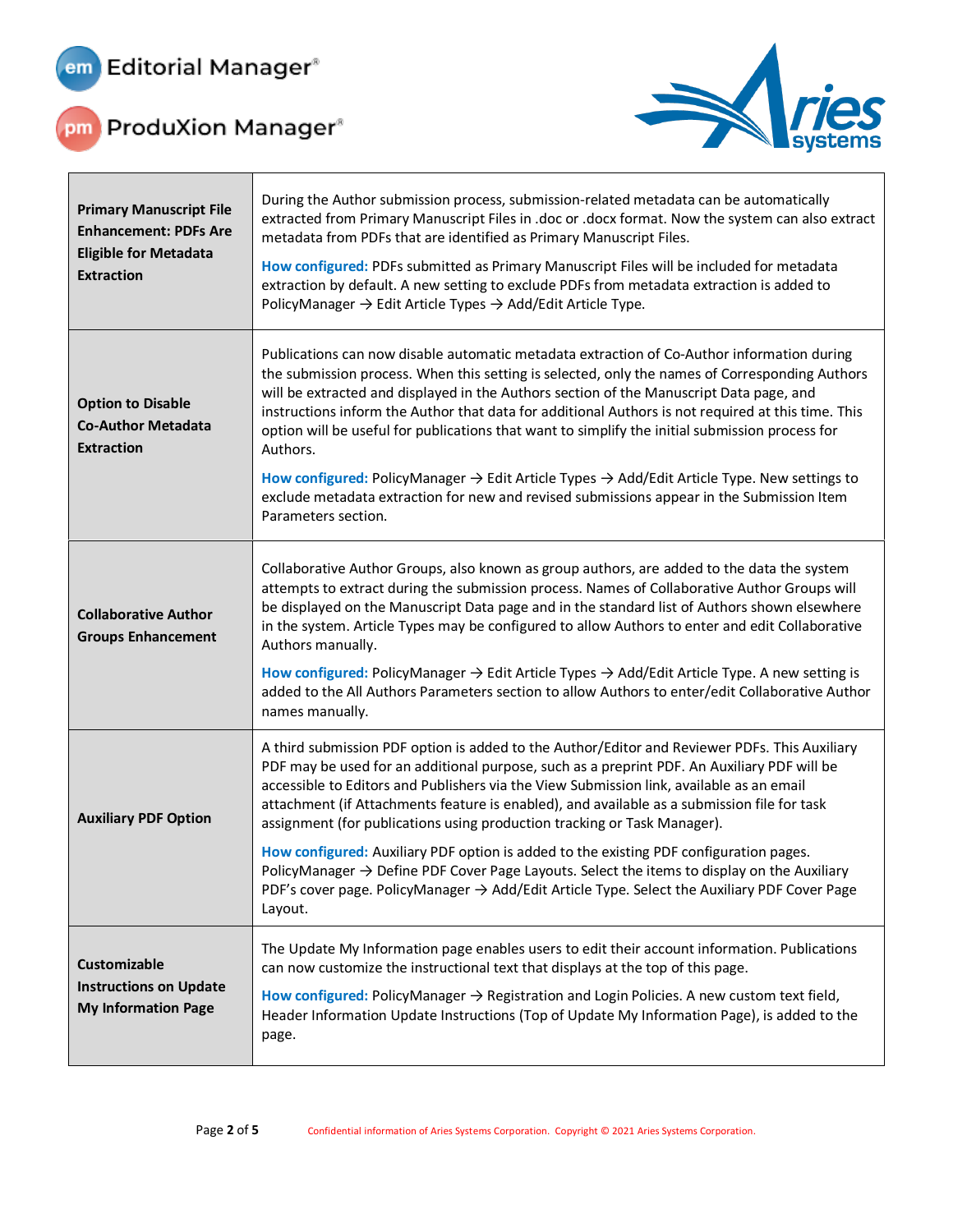| | |
|---|---|
| **Primary Manuscript File Enhancement: PDFs Are Eligible for Metadata Extraction** | During the Author submission process, submission-related metadata can be automatically extracted from Primary Manuscript Files in .doc or .docx format. Now the system can also extract metadata from PDFs that are identified as Primary Manuscript Files.<br><br>**How configured:** PDFs submitted as Primary Manuscript Files will be included for metadata extraction by default. A new setting to exclude PDFs from metadata extraction is added to PolicyManager → Edit Article Types → Add/Edit Article Type. |
| **Option to Disable Co-Author Metadata Extraction** | Publications can now disable automatic metadata extraction of Co-Author information during the submission process. When this setting is selected, only the names of Corresponding Authors will be extracted and displayed in the Authors section of the Manuscript Data page, and instructions inform the Author that data for additional Authors is not required at this time. This option will be useful for publications that want to simplify the initial submission process for Authors.<br><br>**How configured:** PolicyManager → Edit Article Types → Add/Edit Article Type. New settings to exclude metadata extraction for new and revised submissions appear in the Submission Item Parameters section. |
| **Collaborative Author Groups Enhancement** | Collaborative Author Groups, also known as group authors, are added to the data the system attempts to extract during the submission process. Names of Collaborative Author Groups will be displayed on the Manuscript Data page and in the standard list of Authors shown elsewhere in the system. Article Types may be configured to allow Authors to enter and edit Collaborative Authors manually.<br><br>**How configured:** PolicyManager → Edit Article Types → Add/Edit Article Type. A new setting is added to the All Authors Parameters section to allow Authors to enter/edit Collaborative Author names manually. |
| **Auxiliary PDF Option** | A third submission PDF option is added to the Author/Editor and Reviewer PDFs. This Auxiliary PDF may be used for an additional purpose, such as a preprint PDF. An Auxiliary PDF will be accessible to Editors and Publishers via the View Submission link, available as an email attachment (if Attachments feature is enabled), and available as a submission file for task assignment (for publications using production tracking or Task Manager).<br><br>**How configured:** Auxiliary PDF option is added to the existing PDF configuration pages. PolicyManager → Define PDF Cover Page Layouts. Select the items to display on the Auxiliary PDF's cover page. PolicyManager → Add/Edit Article Type. Select the Auxiliary PDF Cover Page Layout. |
| **Customizable Instructions on Update My Information Page** | The Update My Information page enables users to edit their account information. Publications can now customize the instructional text that displays at the top of this page.<br><br>**How configured:** PolicyManager → Registration and Login Policies. A new custom text field, Header Information Update Instructions (Top of Update My Information Page), is added to the page. |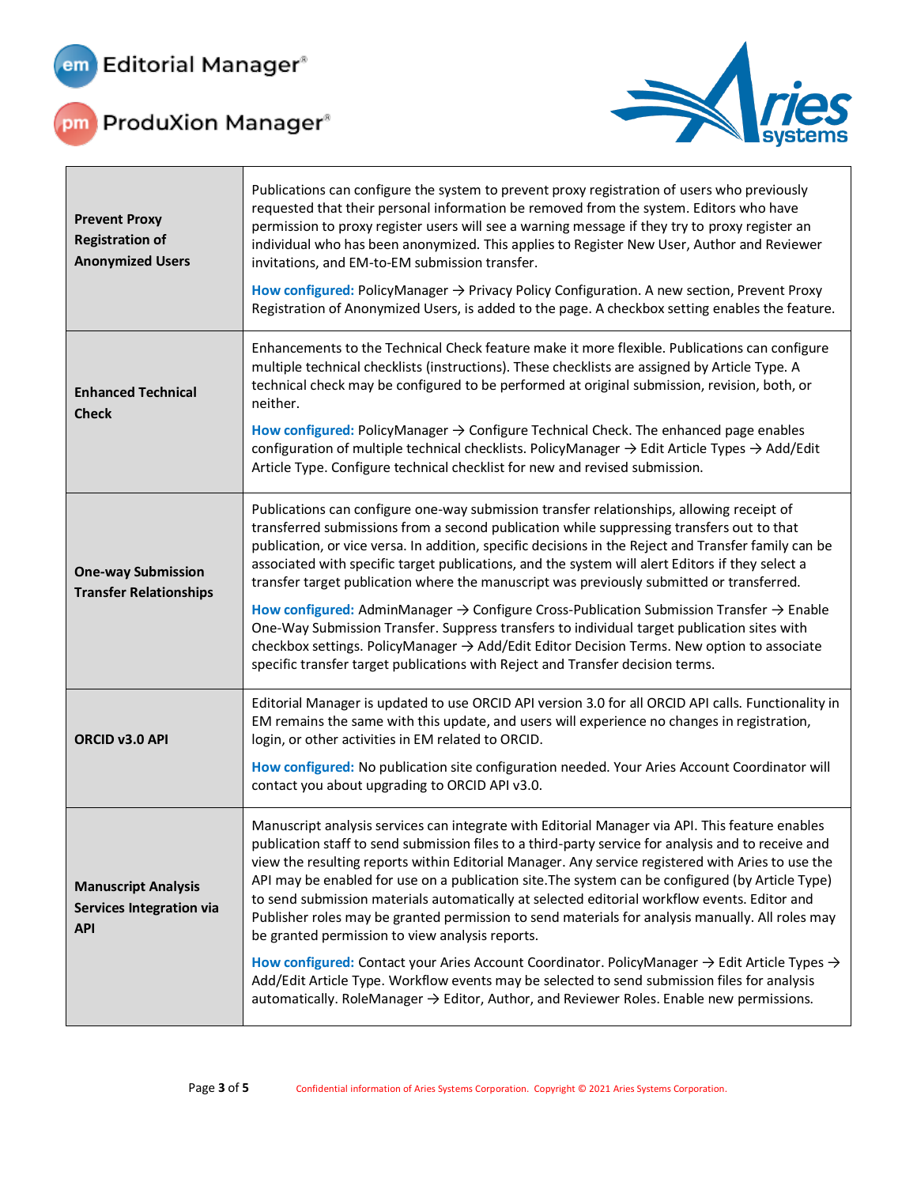| | |
|---|---|
| **Prevent Proxy Registration of Anonymized Users** | Publications can configure the system to prevent proxy registration of users who previously requested that their personal information be removed from the system. Editors who have permission to proxy register users will see a warning message if they try to proxy register an individual who has been anonymized. This applies to Register New User, Author and Reviewer invitations, and EM-to-EM submission transfer.<br><br>**How configured:** PolicyManager → Privacy Policy Configuration. A new section, Prevent Proxy Registration of Anonymized Users, is added to the page. A checkbox setting enables the feature. |
| **Enhanced Technical Check** | Enhancements to the Technical Check feature make it more flexible. Publications can configure multiple technical checklists (instructions). These checklists are assigned by Article Type. A technical check may be configured to be performed at original submission, revision, both, or neither.<br><br>**How configured:** PolicyManager → Configure Technical Check. The enhanced page enables configuration of multiple technical checklists. PolicyManager → Edit Article Types → Add/Edit Article Type. Configure technical checklist for new and revised submission. |
| **One-way Submission Transfer Relationships** | Publications can configure one-way submission transfer relationships, allowing receipt of transferred submissions from a second publication while suppressing transfers out to that publication, or vice versa. In addition, specific decisions in the Reject and Transfer family can be associated with specific target publications, and the system will alert Editors if they select a transfer target publication where the manuscript was previously submitted or transferred.<br><br>**How configured:** AdminManager → Configure Cross-Publication Submission Transfer → Enable One-Way Submission Transfer. Suppress transfers to individual target publication sites with checkbox settings. PolicyManager → Add/Edit Editor Decision Terms. New option to associate specific transfer target publications with Reject and Transfer decision terms. |
| **ORCID v3.0 API** | Editorial Manager is updated to use ORCID API version 3.0 for all ORCID API calls. Functionality in EM remains the same with this update, and users will experience no changes in registration, login, or other activities in EM related to ORCID.<br><br>**How configured:** No publication site configuration needed. Your Aries Account Coordinator will contact you about upgrading to ORCID API v3.0. |
| **Manuscript Analysis Services Integration via API** | Manuscript analysis services can integrate with Editorial Manager via API. This feature enables publication staff to send submission files to a third-party service for analysis and to receive and view the resulting reports within Editorial Manager. Any service registered with Aries to use the API may be enabled for use on a publication site.The system can be configured (by Article Type) to send submission materials automatically at selected editorial workflow events. Editor and Publisher roles may be granted permission to send materials for analysis manually. All roles may be granted permission to view analysis reports.<br><br>**How configured:** Contact your Aries Account Coordinator. PolicyManager → Edit Article Types → Add/Edit Article Type. Workflow events may be selected to send submission files for analysis automatically. RoleManager → Editor, Author, and Reviewer Roles. Enable new permissions. |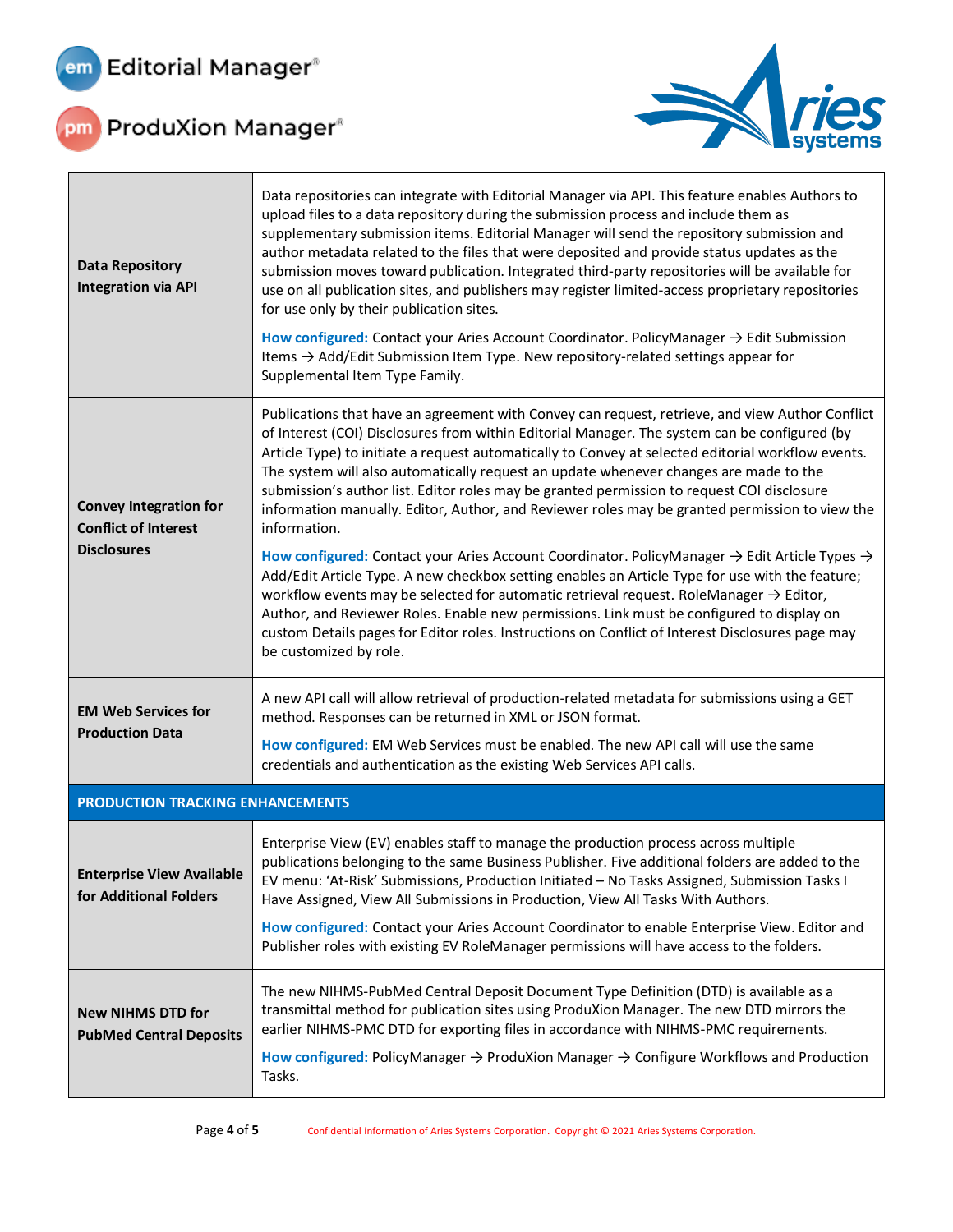| | |
|---|---|
| **Data Repository Integration via API** | Data repositories can integrate with Editorial Manager via API. This feature enables Authors to upload files to a data repository during the submission process and include them as supplementary submission items. Editorial Manager will send the repository submission and author metadata related to the files that were deposited and provide status updates as the submission moves toward publication. Integrated third-party repositories will be available for use on all publication sites, and publishers may register limited-access proprietary repositories for use only by their publication sites.<br><br>**How configured:** Contact your Aries Account Coordinator. PolicyManager → Edit Submission Items → Add/Edit Submission Item Type. New repository-related settings appear for Supplemental Item Type Family. |
| **Convey Integration for Conflict of Interest Disclosures** | Publications that have an agreement with Convey can request, retrieve, and view Author Conflict of Interest (COI) Disclosures from within Editorial Manager. The system can be configured (by Article Type) to initiate a request automatically to Convey at selected editorial workflow events. The system will also automatically request an update whenever changes are made to the submission's author list. Editor roles may be granted permission to request COI disclosure information manually. Editor, Author, and Reviewer roles may be granted permission to view the information.<br><br>**How configured:** Contact your Aries Account Coordinator. PolicyManager → Edit Article Types → Add/Edit Article Type. A new checkbox setting enables an Article Type for use with the feature; workflow events may be selected for automatic retrieval request. RoleManager → Editor, Author, and Reviewer Roles. Enable new permissions. Link must be configured to display on custom Details pages for Editor roles. Instructions on Conflict of Interest Disclosures page may be customized by role. |
| **EM Web Services for Production Data** | A new API call will allow retrieval of production-related metadata for submissions using a GET method. Responses can be returned in XML or JSON format.<br><br>**How configured:** EM Web Services must be enabled. The new API call will use the same credentials and authentication as the existing Web Services API calls. |
| **PRODUCTION TRACKING ENHANCEMENTS** | |
| **Enterprise View Available for Additional Folders** | Enterprise View (EV) enables staff to manage the production process across multiple publications belonging to the same Business Publisher. Five additional folders are added to the EV menu: 'At-Risk' Submissions, Production Initiated – No Tasks Assigned, Submission Tasks I Have Assigned, View All Submissions in Production, View All Tasks With Authors.<br><br>**How configured:** Contact your Aries Account Coordinator to enable Enterprise View. Editor and Publisher roles with existing EV RoleManager permissions will have access to the folders. |
| **New NIHMS DTD for PubMed Central Deposits** | The new NIHMS-PubMed Central Deposit Document Type Definition (DTD) is available as a transmittal method for publication sites using ProduXion Manager. The new DTD mirrors the earlier NIHMS-PMC DTD for exporting files in accordance with NIHMS-PMC requirements.<br><br>**How configured:** PolicyManager → ProduXion Manager → Configure Workflows and Production Tasks. |

Confidential information of Aries Systems Corporation. Copyright © 2021 Aries Systems Corporation.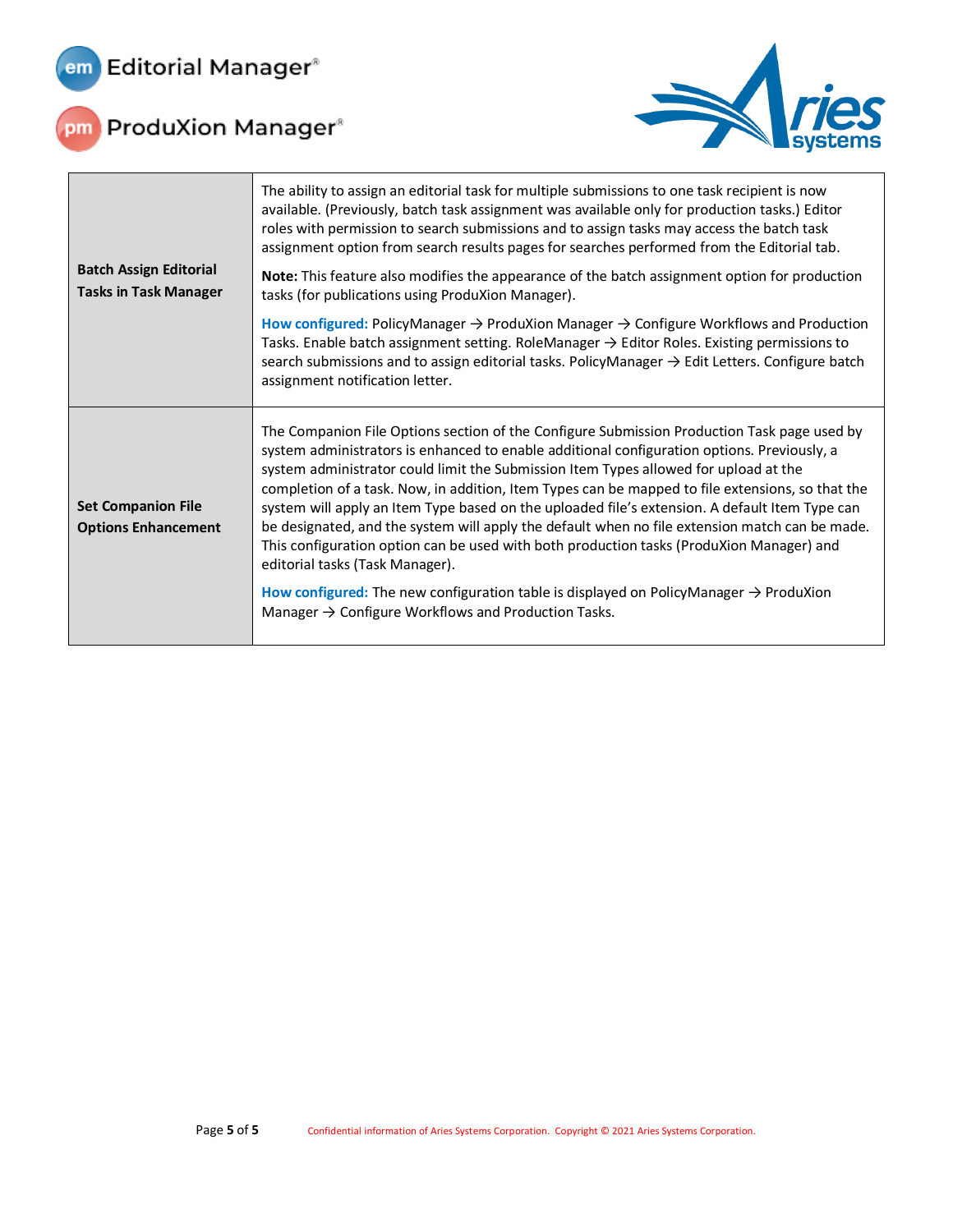| | |
|---|---|
| **Batch Assign Editorial Tasks in Task Manager** | The ability to assign an editorial task for multiple submissions to one task recipient is now available. (Previously, batch task assignment was available only for production tasks.) Editor roles with permission to search submissions and to assign tasks may access the batch task assignment option from search results pages for searches performed from the Editorial tab.<br><br>**Note:** This feature also modifies the appearance of the batch assignment option for production tasks (for publications using ProduXion Manager).<br><br>**How configured:** PolicyManager → ProduXion Manager → Configure Workflows and Production Tasks. Enable batch assignment setting. RoleManager → Editor Roles. Existing permissions to search submissions and to assign editorial tasks. PolicyManager → Edit Letters. Configure batch assignment notification letter. |
| **Set Companion File Options Enhancement** | The Companion File Options section of the Configure Submission Production Task page used by system administrators is enhanced to enable additional configuration options. Previously, a system administrator could limit the Submission Item Types allowed for upload at the completion of a task. Now, in addition, Item Types can be mapped to file extensions, so that the system will apply an Item Type based on the uploaded file's extension. A default Item Type can be designated, and the system will apply the default when no file extension match can be made. This configuration option can be used with both production tasks (ProduXion Manager) and editorial tasks (Task Manager).<br><br>**How configured:** The new configuration table is displayed on PolicyManager → ProduXion Manager → Configure Workflows and Production Tasks. |